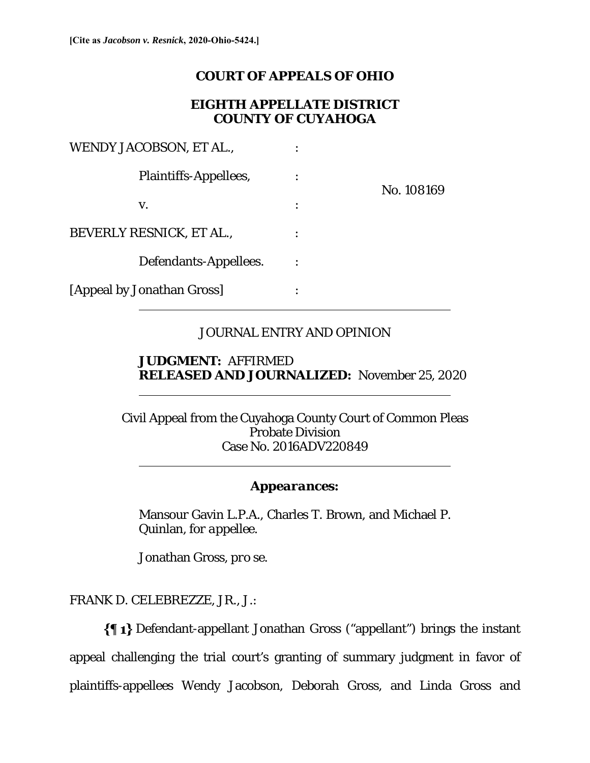[Cite as *Jacobson v. Resnick*, 2020-Ohio-5424.]

# COURT OF APPEALS OF OHIO

## EIGHTH APPELLATE DISTRICT
## COUNTY OF CUYAHOGA

| | | |
|---|---|---|
| WENDY JACOBSON, ET AL., | : | |
| Plaintiffs-Appellees, | : | No. 108169 |
| v. | : | |
| BEVERLY RESNICK, ET AL., | : | |
| Defendants-Appellees. | : | |
| [Appeal by Jonathan Gross] | : | |

JOURNAL ENTRY AND OPINION

**JUDGMENT:** AFFIRMED
**RELEASED AND JOURNALIZED:** November 25, 2020

Civil Appeal from the Cuyahoga County Court of Common Pleas
Probate Division
Case No. 2016ADV220849

***Appearances:***

Mansour Gavin L.P.A., Charles T. Brown, and Michael P. Quinlan, *for appellee.*

Jonathan Gross, *pro se.*

FRANK D. CELEBREZZE, JR., J.:

**{¶ 1}** Defendant-appellant Jonathan Gross ("appellant") brings the instant appeal challenging the trial court's granting of summary judgment in favor of plaintiffs-appellees Wendy Jacobson, Deborah Gross, and Linda Gross and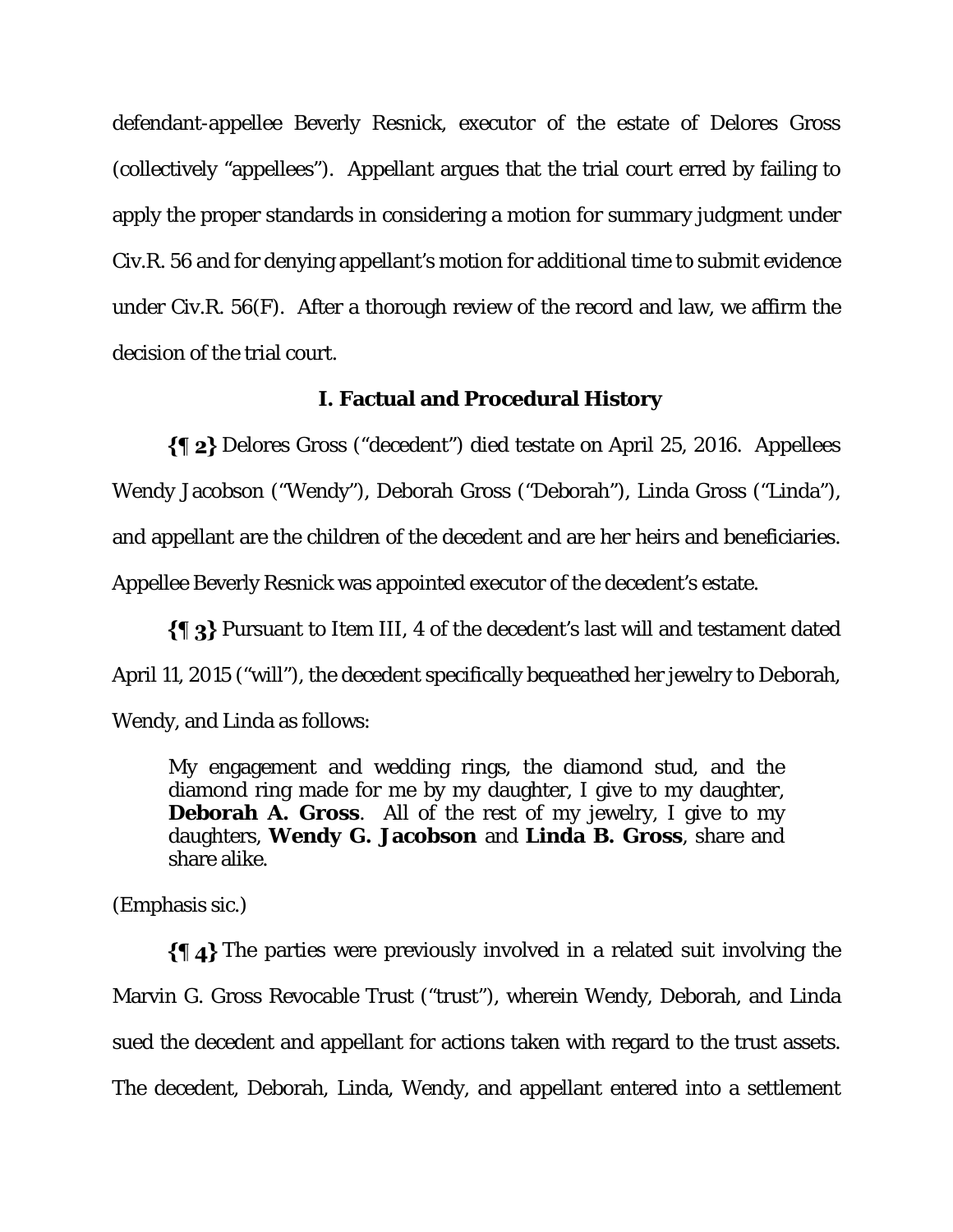defendant-appellee Beverly Resnick, executor of the estate of Delores Gross (collectively "appellees"). Appellant argues that the trial court erred by failing to apply the proper standards in considering a motion for summary judgment under Civ.R. 56 and for denying appellant's motion for additional time to submit evidence under Civ.R. 56(F). After a thorough review of the record and law, we affirm the decision of the trial court.

## I. Factual and Procedural History

**{¶ 2}** Delores Gross ("decedent") died testate on April 25, 2016. Appellees Wendy Jacobson ("Wendy"), Deborah Gross ("Deborah"), Linda Gross ("Linda"), and appellant are the children of the decedent and are her heirs and beneficiaries. Appellee Beverly Resnick was appointed executor of the decedent's estate.

**{¶ 3}** Pursuant to Item III, 4 of the decedent's last will and testament dated April 11, 2015 ("will"), the decedent specifically bequeathed her jewelry to Deborah, Wendy, and Linda as follows:

> My engagement and wedding rings, the diamond stud, and the diamond ring made for me by my daughter, I give to my daughter, **Deborah A. Gross**. All of the rest of my jewelry, I give to my daughters, **Wendy G. Jacobson** and **Linda B. Gross**, share and share alike.

(Emphasis sic.)

**{¶ 4}** The parties were previously involved in a related suit involving the Marvin G. Gross Revocable Trust ("trust"), wherein Wendy, Deborah, and Linda sued the decedent and appellant for actions taken with regard to the trust assets. The decedent, Deborah, Linda, Wendy, and appellant entered into a settlement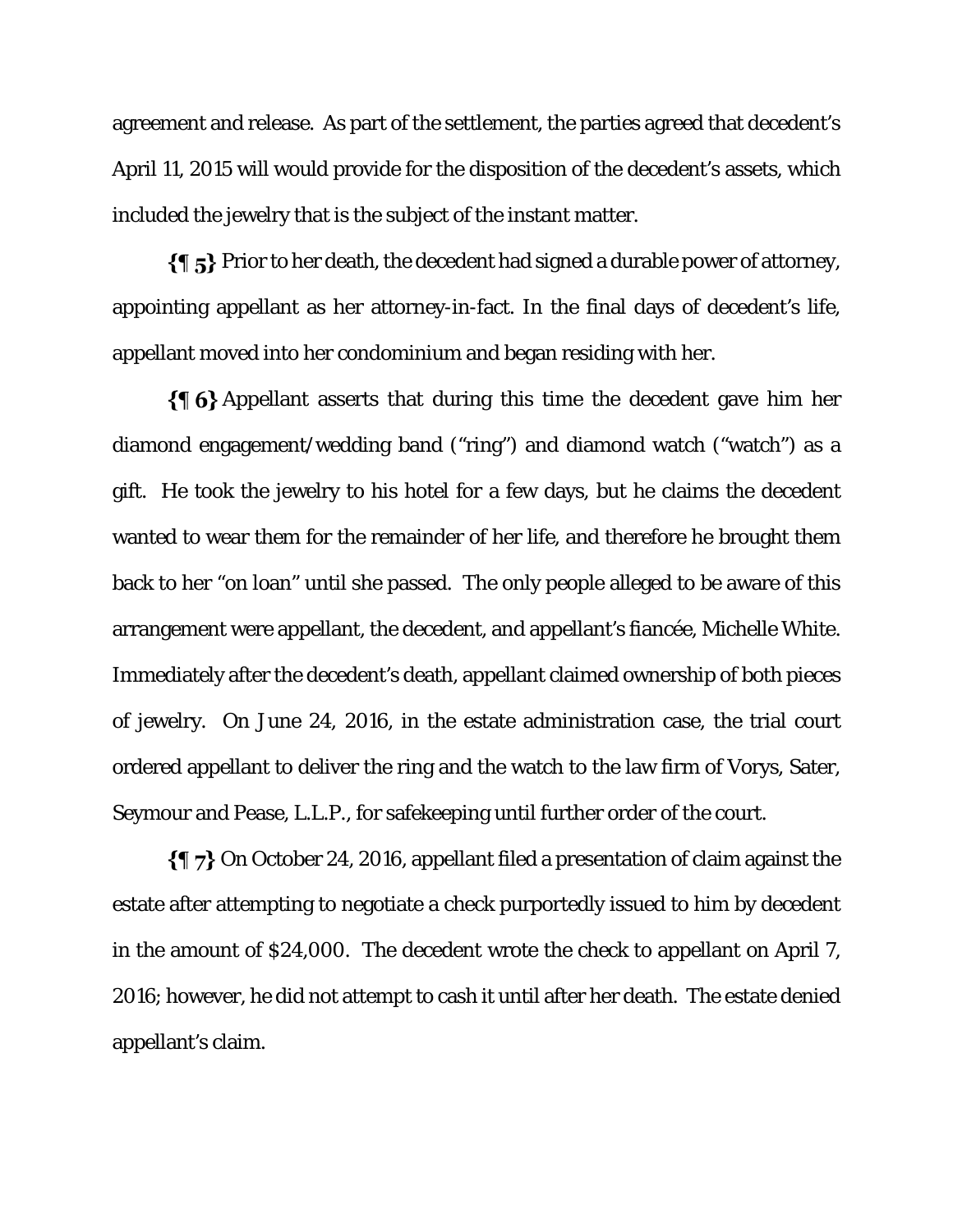agreement and release. As part of the settlement, the parties agreed that decedent's April 11, 2015 will would provide for the disposition of the decedent's assets, which included the jewelry that is the subject of the instant matter.

**{¶ 5}** Prior to her death, the decedent had signed a durable power of attorney, appointing appellant as her attorney-in-fact. In the final days of decedent's life, appellant moved into her condominium and began residing with her.

**{¶ 6}** Appellant asserts that during this time the decedent gave him her diamond engagement/wedding band ("ring") and diamond watch ("watch") as a gift. He took the jewelry to his hotel for a few days, but he claims the decedent wanted to wear them for the remainder of her life, and therefore he brought them back to her "on loan" until she passed. The only people alleged to be aware of this arrangement were appellant, the decedent, and appellant's fiancée, Michelle White. Immediately after the decedent's death, appellant claimed ownership of both pieces of jewelry. On June 24, 2016, in the estate administration case, the trial court ordered appellant to deliver the ring and the watch to the law firm of Vorys, Sater, Seymour and Pease, L.L.P., for safekeeping until further order of the court.

**{¶ 7}** On October 24, 2016, appellant filed a presentation of claim against the estate after attempting to negotiate a check purportedly issued to him by decedent in the amount of $24,000. The decedent wrote the check to appellant on April 7, 2016; however, he did not attempt to cash it until after her death. The estate denied appellant's claim.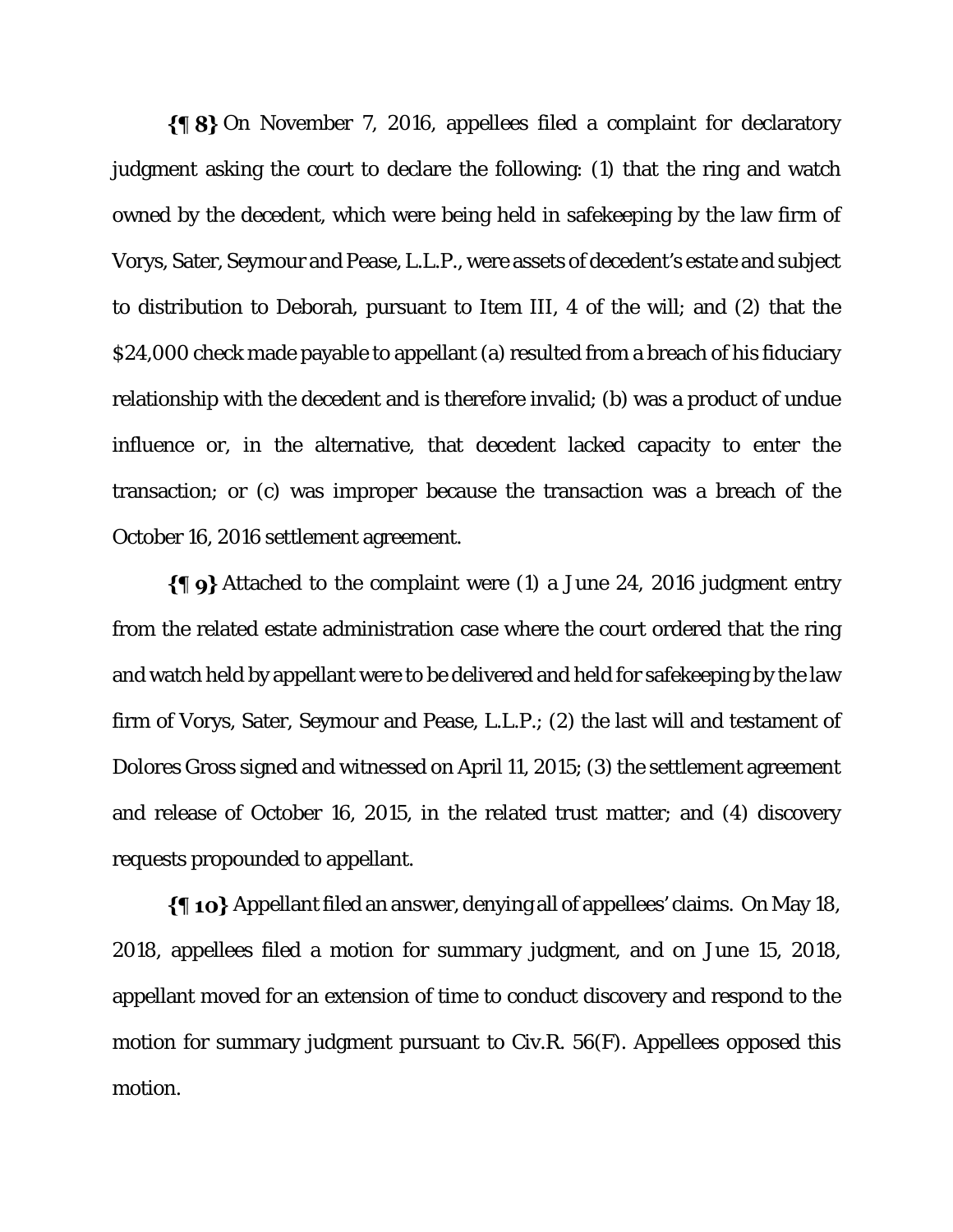**{¶ 8}** On November 7, 2016, appellees filed a complaint for declaratory judgment asking the court to declare the following: (1) that the ring and watch owned by the decedent, which were being held in safekeeping by the law firm of Vorys, Sater, Seymour and Pease, L.L.P., were assets of decedent's estate and subject to distribution to Deborah, pursuant to Item III, 4 of the will; and (2) that the $24,000 check made payable to appellant (a) resulted from a breach of his fiduciary relationship with the decedent and is therefore invalid; (b) was a product of undue influence or, in the alternative, that decedent lacked capacity to enter the transaction; or (c) was improper because the transaction was a breach of the October 16, 2016 settlement agreement.

**{¶ 9}** Attached to the complaint were (1) a June 24, 2016 judgment entry from the related estate administration case where the court ordered that the ring and watch held by appellant were to be delivered and held for safekeeping by the law firm of Vorys, Sater, Seymour and Pease, L.L.P.; (2) the last will and testament of Dolores Gross signed and witnessed on April 11, 2015; (3) the settlement agreement and release of October 16, 2015, in the related trust matter; and (4) discovery requests propounded to appellant.

**{¶ 10}** Appellant filed an answer, denying all of appellees' claims. On May 18, 2018, appellees filed a motion for summary judgment, and on June 15, 2018, appellant moved for an extension of time to conduct discovery and respond to the motion for summary judgment pursuant to Civ.R. 56(F). Appellees opposed this motion.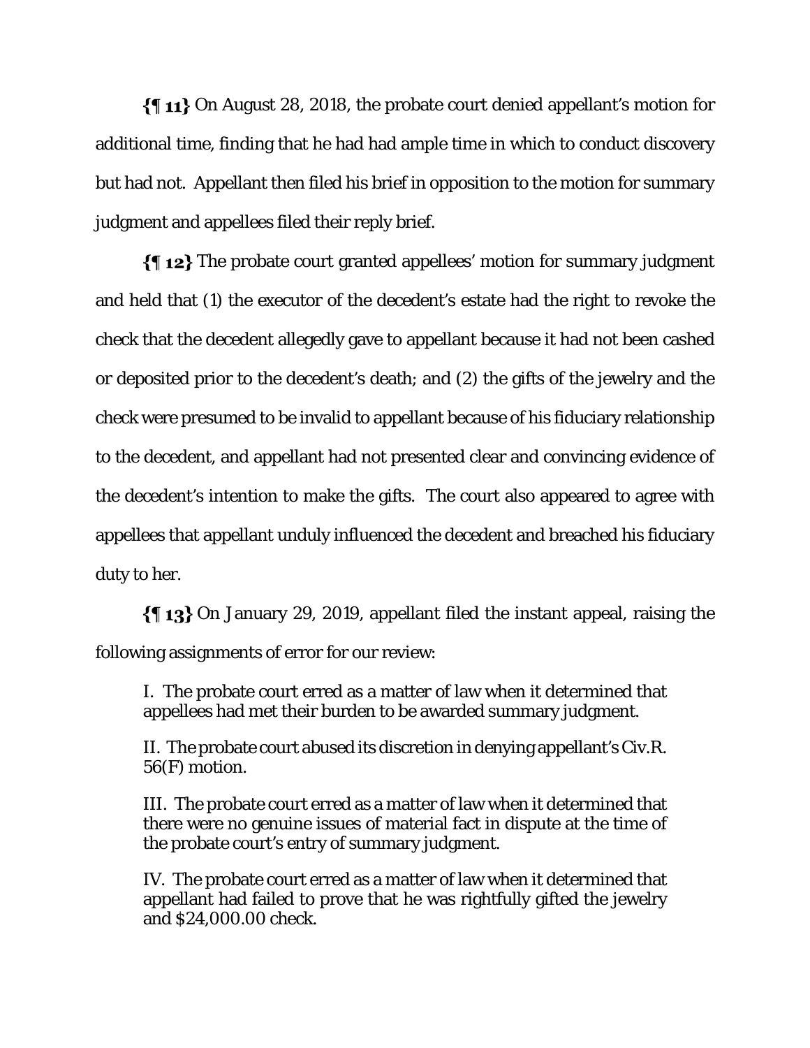**{¶ 11}** On August 28, 2018, the probate court denied appellant's motion for additional time, finding that he had had ample time in which to conduct discovery but had not. Appellant then filed his brief in opposition to the motion for summary judgment and appellees filed their reply brief.

**{¶ 12}** The probate court granted appellees' motion for summary judgment and held that (1) the executor of the decedent's estate had the right to revoke the check that the decedent allegedly gave to appellant because it had not been cashed or deposited prior to the decedent's death; and (2) the gifts of the jewelry and the check were presumed to be invalid to appellant because of his fiduciary relationship to the decedent, and appellant had not presented clear and convincing evidence of the decedent's intention to make the gifts. The court also appeared to agree with appellees that appellant unduly influenced the decedent and breached his fiduciary duty to her.

**{¶ 13}** On January 29, 2019, appellant filed the instant appeal, raising the following assignments of error for our review:

> I. The probate court erred as a matter of law when it determined that appellees had met their burden to be awarded summary judgment.
>
> II. The probate court abused its discretion in denying appellant's Civ.R. 56(F) motion.
>
> III. The probate court erred as a matter of law when it determined that there were no genuine issues of material fact in dispute at the time of the probate court's entry of summary judgment.
>
> IV. The probate court erred as a matter of law when it determined that appellant had failed to prove that he was rightfully gifted the jewelry and $24,000.00 check.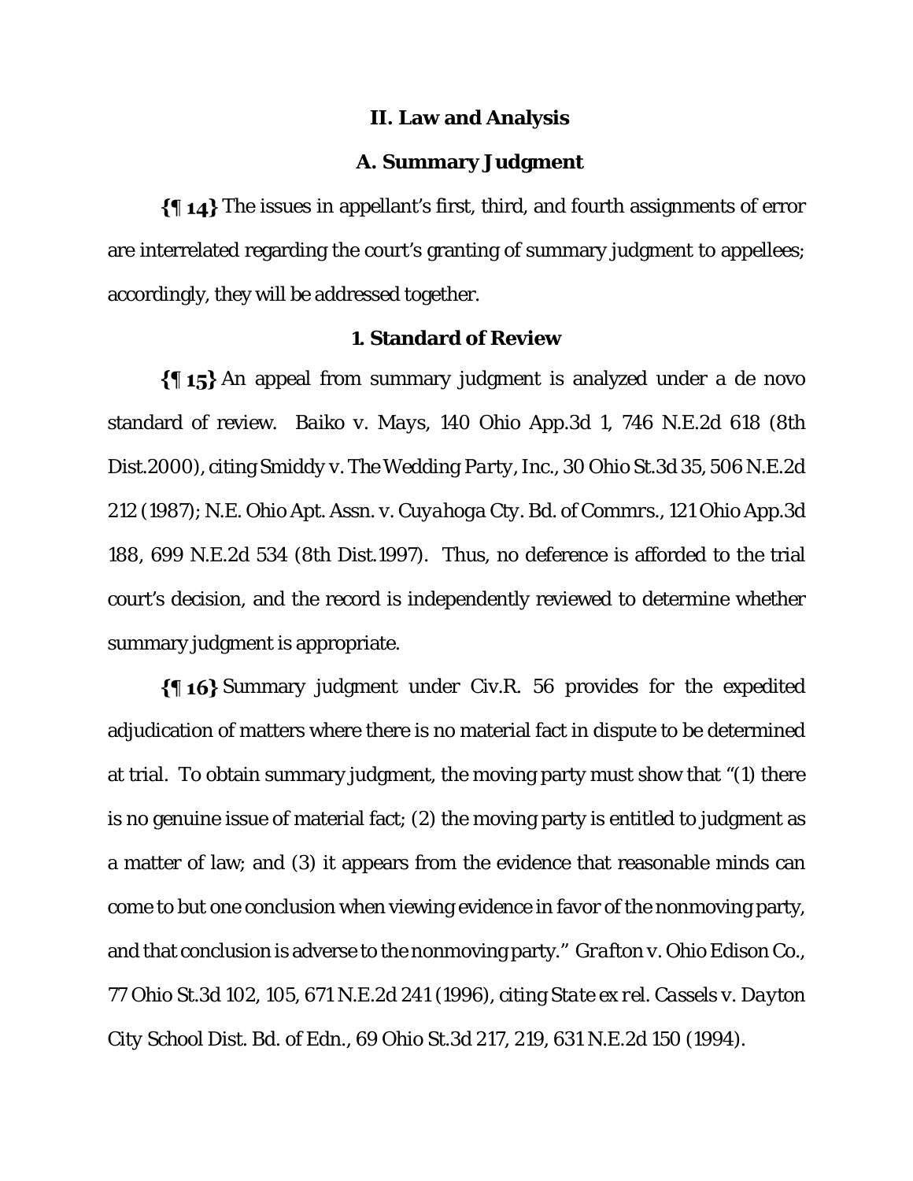## II. Law and Analysis

### A. Summary Judgment

**{¶ 14}** The issues in appellant's first, third, and fourth assignments of error are interrelated regarding the court's granting of summary judgment to appellees; accordingly, they will be addressed together.

#### 1. Standard of Review

**{¶ 15}** An appeal from summary judgment is analyzed under a de novo standard of review. *Baiko v. Mays*, 140 Ohio App.3d 1, 746 N.E.2d 618 (8th Dist.2000), citing *Smiddy v. The Wedding Party, Inc.*, 30 Ohio St.3d 35, 506 N.E.2d 212 (1987); *N.E. Ohio Apt. Assn. v. Cuyahoga Cty. Bd. of Commrs.*, 121 Ohio App.3d 188, 699 N.E.2d 534 (8th Dist.1997). Thus, no deference is afforded to the trial court's decision, and the record is independently reviewed to determine whether summary judgment is appropriate.

**{¶ 16}** Summary judgment under Civ.R. 56 provides for the expedited adjudication of matters where there is no material fact in dispute to be determined at trial. To obtain summary judgment, the moving party must show that "(1) there is no genuine issue of material fact; (2) the moving party is entitled to judgment as a matter of law; and (3) it appears from the evidence that reasonable minds can come to but one conclusion when viewing evidence in favor of the nonmoving party, and that conclusion is adverse to the nonmoving party." *Grafton v. Ohio Edison Co.*, 77 Ohio St.3d 102, 105, 671 N.E.2d 241 (1996), citing *State ex rel. Cassels v. Dayton City School Dist. Bd. of Edn.*, 69 Ohio St.3d 217, 219, 631 N.E.2d 150 (1994).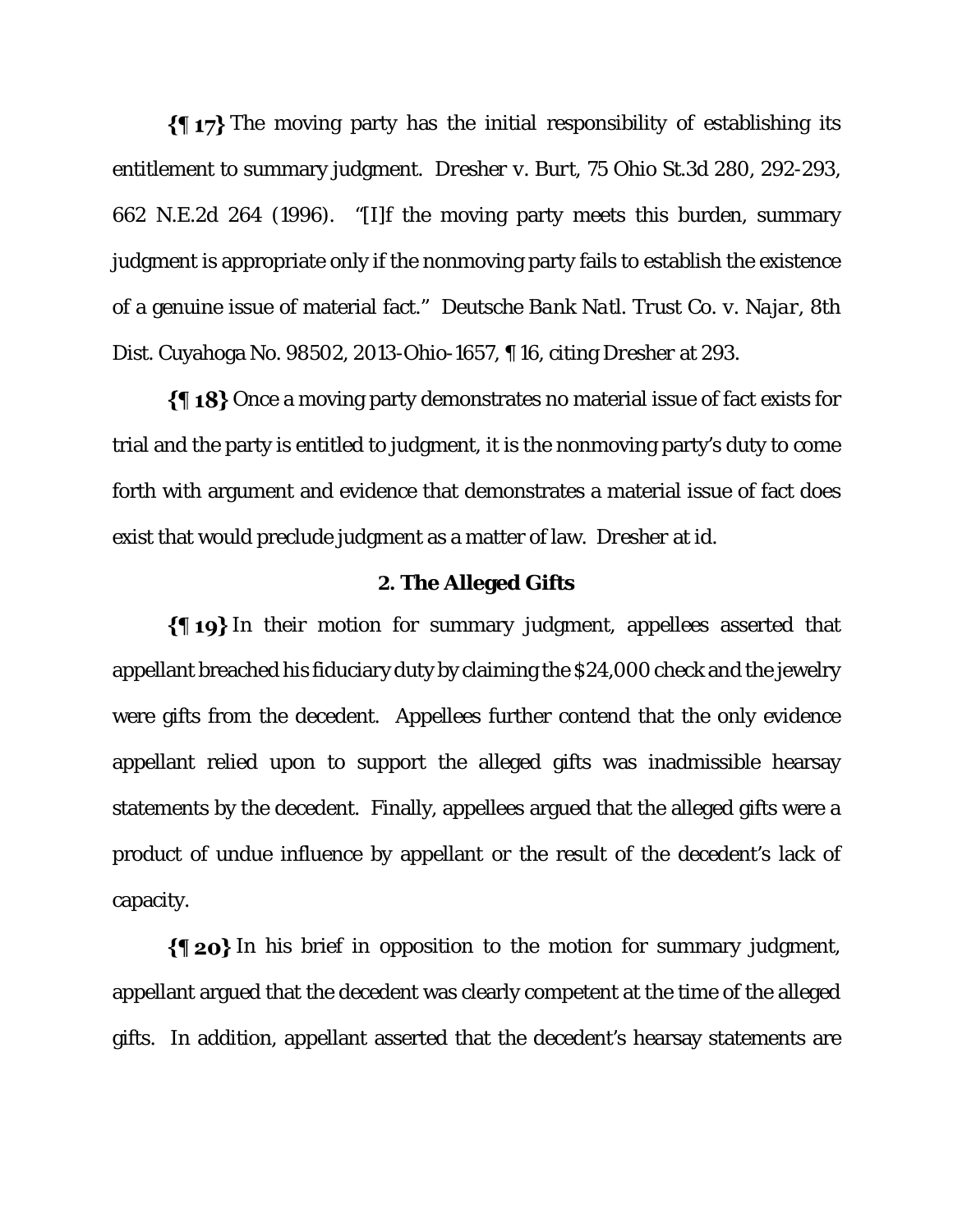**{¶ 17}** The moving party has the initial responsibility of establishing its entitlement to summary judgment. *Dresher v. Burt*, 75 Ohio St.3d 280, 292-293, 662 N.E.2d 264 (1996). "[I]f the moving party meets this burden, summary judgment is appropriate only if the nonmoving party fails to establish the existence of a genuine issue of material fact." *Deutsche Bank Natl. Trust Co. v. Najar*, 8th Dist. Cuyahoga No. 98502, 2013-Ohio-1657, ¶ 16, citing *Dresher* at 293.

**{¶ 18}** Once a moving party demonstrates no material issue of fact exists for trial and the party is entitled to judgment, it is the nonmoving party's duty to come forth with argument and evidence that demonstrates a material issue of fact does exist that would preclude judgment as a matter of law. *Dresher* at id.

### 2. The Alleged Gifts

**{¶ 19}** In their motion for summary judgment, appellees asserted that appellant breached his fiduciary duty by claiming the $24,000 check and the jewelry were gifts from the decedent. Appellees further contend that the only evidence appellant relied upon to support the alleged gifts was inadmissible hearsay statements by the decedent. Finally, appellees argued that the alleged gifts were a product of undue influence by appellant or the result of the decedent's lack of capacity.

**{¶ 20}** In his brief in opposition to the motion for summary judgment, appellant argued that the decedent was clearly competent at the time of the alleged gifts. In addition, appellant asserted that the decedent's hearsay statements are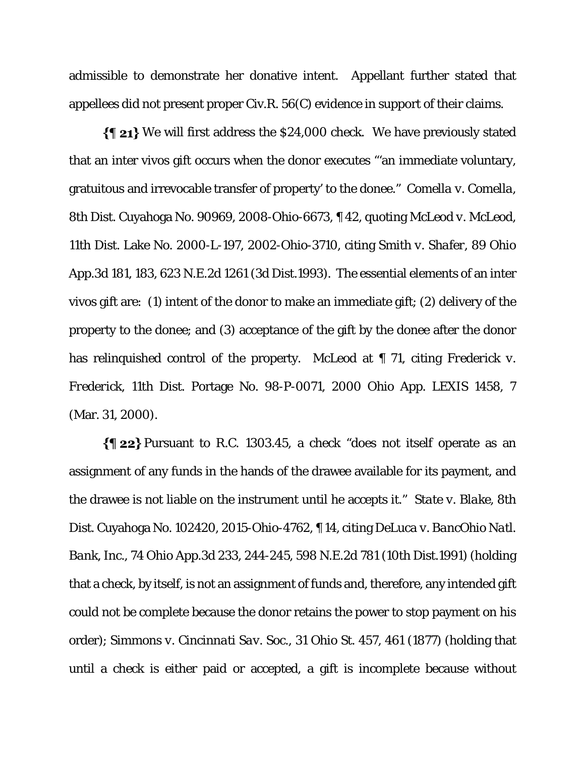admissible to demonstrate her donative intent. Appellant further stated that appellees did not present proper Civ.R. 56(C) evidence in support of their claims.

**{¶ 21}** We will first address the $24,000 check. We have previously stated that an inter vivos gift occurs when the donor executes "'an immediate voluntary, gratuitous and irrevocable transfer of property' to the donee." *Comella v. Comella*, 8th Dist. Cuyahoga No. 90969, 2008-Ohio-6673, ¶ 42, quoting *McLeod v. McLeod*, 11th Dist. Lake No. 2000-L-197, 2002-Ohio-3710, citing *Smith v. Shafer*, 89 Ohio App.3d 181, 183, 623 N.E.2d 1261 (3d Dist.1993). The essential elements of an inter vivos gift are: (1) intent of the donor to make an immediate gift; (2) delivery of the property to the donee; and (3) acceptance of the gift by the donee after the donor has relinquished control of the property. *McLeod* at ¶ 71, citing *Frederick v. Frederick*, 11th Dist. Portage No. 98-P-0071, 2000 Ohio App. LEXIS 1458, 7 (Mar. 31, 2000).

**{¶ 22}** Pursuant to R.C. 1303.45, a check "does not itself operate as an assignment of any funds in the hands of the drawee available for its payment, and the drawee is not liable on the instrument until he accepts it." *State v. Blake*, 8th Dist. Cuyahoga No. 102420, 2015-Ohio-4762, ¶ 14, citing *DeLuca v. BancOhio Natl. Bank, Inc.*, 74 Ohio App.3d 233, 244-245, 598 N.E.2d 781 (10th Dist.1991) (holding that a check, by itself, is not an assignment of funds and, therefore, any intended gift could not be complete because the donor retains the power to stop payment on his order); *Simmons v. Cincinnati Sav. Soc.*, 31 Ohio St. 457, 461 (1877) (holding that until a check is either paid or accepted, a gift is incomplete because without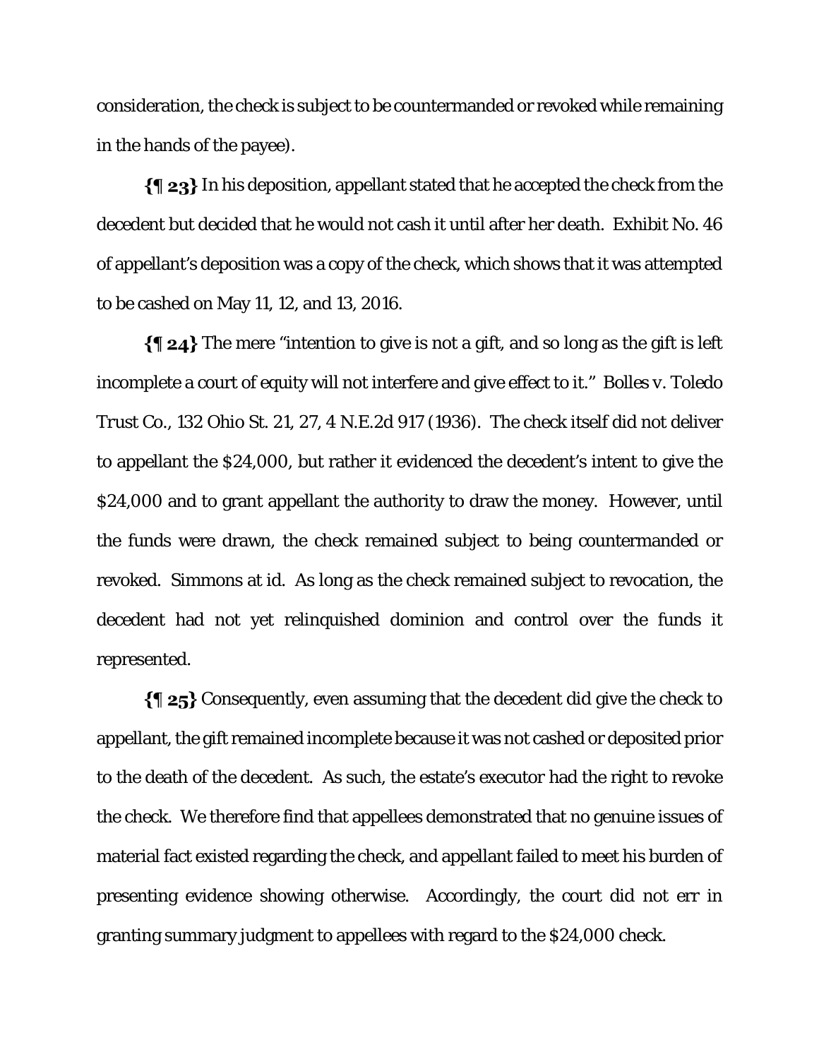consideration, the check is subject to be countermanded or revoked while remaining in the hands of the payee).

**{¶ 23}** In his deposition, appellant stated that he accepted the check from the decedent but decided that he would not cash it until after her death. Exhibit No. 46 of appellant's deposition was a copy of the check, which shows that it was attempted to be cashed on May 11, 12, and 13, 2016.

**{¶ 24}** The mere "intention to give is not a gift, and so long as the gift is left incomplete a court of equity will not interfere and give effect to it." Bolles v. Toledo Trust Co., 132 Ohio St. 21, 27, 4 N.E.2d 917 (1936). The check itself did not deliver to appellant the $24,000, but rather it evidenced the decedent's intent to give the $24,000 and to grant appellant the authority to draw the money. However, until the funds were drawn, the check remained subject to being countermanded or revoked. Simmons at id. As long as the check remained subject to revocation, the decedent had not yet relinquished dominion and control over the funds it represented.

**{¶ 25}** Consequently, even assuming that the decedent did give the check to appellant, the gift remained incomplete because it was not cashed or deposited prior to the death of the decedent. As such, the estate's executor had the right to revoke the check. We therefore find that appellees demonstrated that no genuine issues of material fact existed regarding the check, and appellant failed to meet his burden of presenting evidence showing otherwise. Accordingly, the court did not err in granting summary judgment to appellees with regard to the $24,000 check.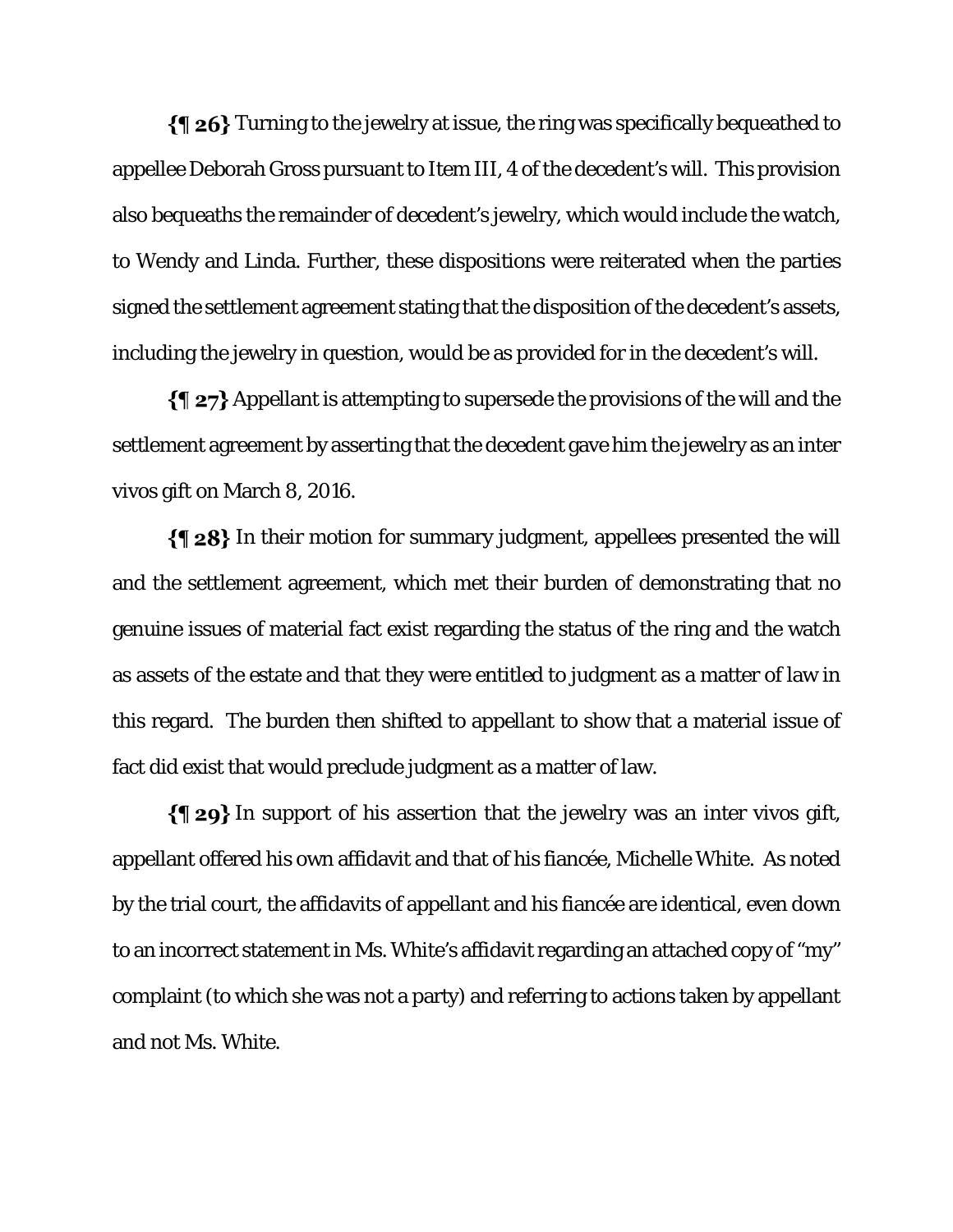**{¶ 26}** Turning to the jewelry at issue, the ring was specifically bequeathed to appellee Deborah Gross pursuant to Item III, 4 of the decedent's will. This provision also bequeaths the remainder of decedent's jewelry, which would include the watch, to Wendy and Linda. Further, these dispositions were reiterated when the parties signed the settlement agreement stating that the disposition of the decedent's assets, including the jewelry in question, would be as provided for in the decedent's will.

**{¶ 27}** Appellant is attempting to supersede the provisions of the will and the settlement agreement by asserting that the decedent gave him the jewelry as an inter vivos gift on March 8, 2016.

**{¶ 28}** In their motion for summary judgment, appellees presented the will and the settlement agreement, which met their burden of demonstrating that no genuine issues of material fact exist regarding the status of the ring and the watch as assets of the estate and that they were entitled to judgment as a matter of law in this regard. The burden then shifted to appellant to show that a material issue of fact did exist that would preclude judgment as a matter of law.

**{¶ 29}** In support of his assertion that the jewelry was an inter vivos gift, appellant offered his own affidavit and that of his fiancée, Michelle White. As noted by the trial court, the affidavits of appellant and his fiancée are identical, even down to an incorrect statement in Ms. White's affidavit regarding an attached copy of "my" complaint (to which she was not a party) and referring to actions taken by appellant and not Ms. White.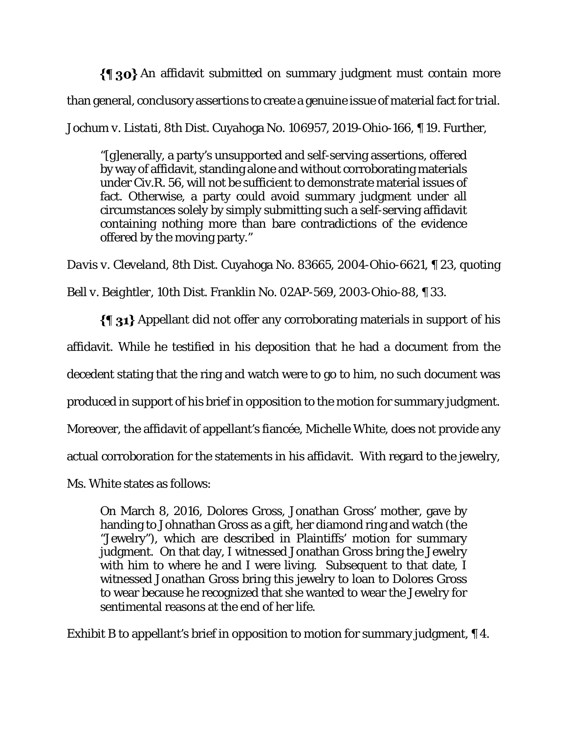**{¶ 30}** An affidavit submitted on summary judgment must contain more than general, conclusory assertions to create a genuine issue of material fact for trial. *Jochum v. Listati*, 8th Dist. Cuyahoga No. 106957, 2019-Ohio-166, ¶ 19. Further,

> "[g]enerally, a party's unsupported and self-serving assertions, offered by way of affidavit, standing alone and without corroborating materials under Civ.R. 56, will not be sufficient to demonstrate material issues of fact. Otherwise, a party could avoid summary judgment under all circumstances solely by simply submitting such a self-serving affidavit containing nothing more than bare contradictions of the evidence offered by the moving party."

*Davis v. Cleveland*, 8th Dist. Cuyahoga No. 83665, 2004-Ohio-6621, ¶ 23, quoting *Bell v. Beightler*, 10th Dist. Franklin No. 02AP-569, 2003-Ohio-88, ¶ 33.

**{¶ 31}** Appellant did not offer any corroborating materials in support of his affidavit. While he testified in his deposition that he had a document from the decedent stating that the ring and watch were to go to him, no such document was produced in support of his brief in opposition to the motion for summary judgment. Moreover, the affidavit of appellant's fiancée, Michelle White, does not provide any actual corroboration for the statements in his affidavit. With regard to the jewelry, Ms. White states as follows:

> On March 8, 2016, Dolores Gross, Jonathan Gross' mother, gave by handing to Johnathan Gross as a gift, her diamond ring and watch (the "Jewelry"), which are described in Plaintiffs' motion for summary judgment. On that day, I witnessed Jonathan Gross bring the Jewelry with him to where he and I were living. Subsequent to that date, I witnessed Jonathan Gross bring this jewelry to loan to Dolores Gross to wear because he recognized that she wanted to wear the Jewelry for sentimental reasons at the end of her life.

Exhibit B to appellant's brief in opposition to motion for summary judgment, ¶ 4.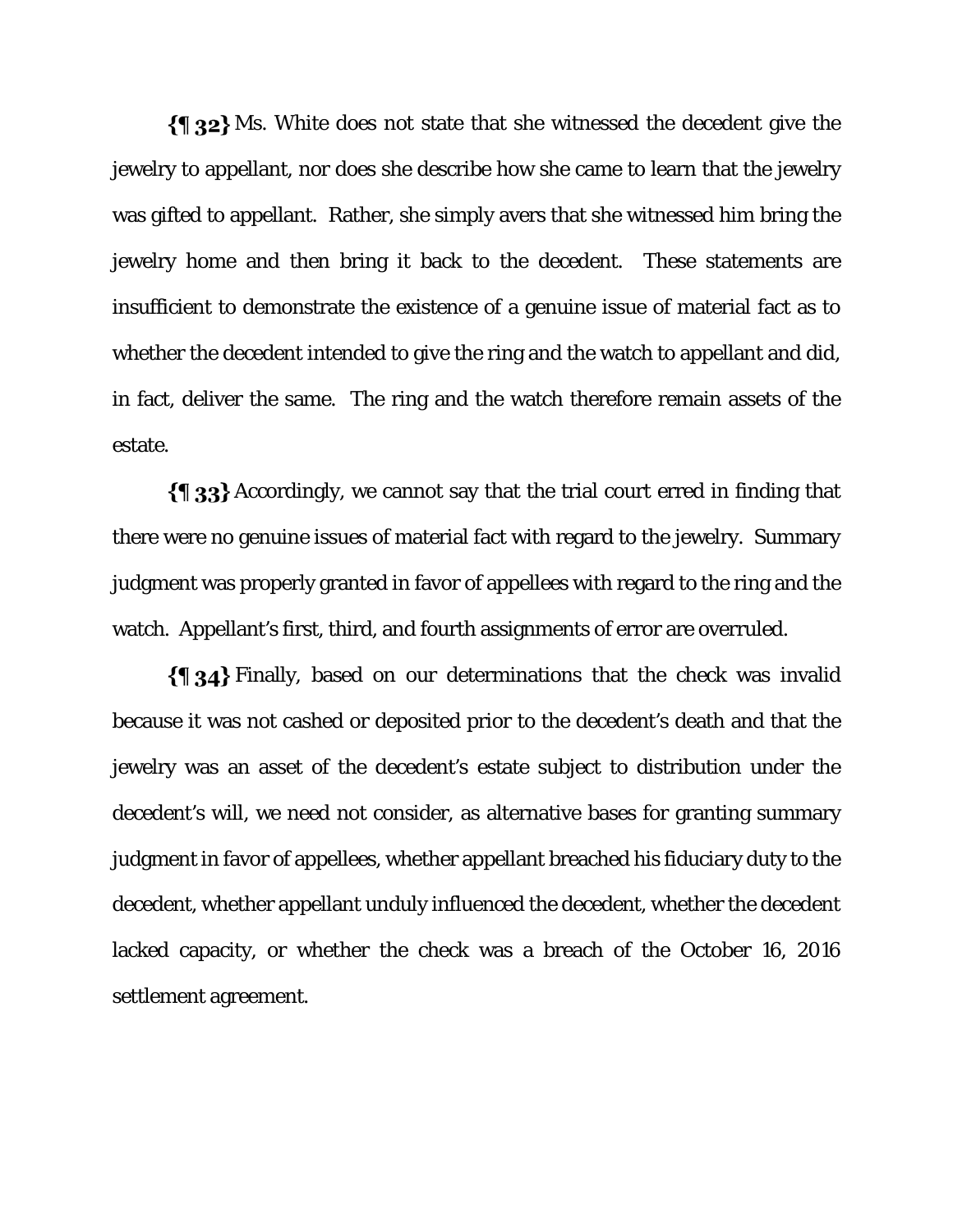**{¶ 32}** Ms. White does not state that she witnessed the decedent give the jewelry to appellant, nor does she describe how she came to learn that the jewelry was gifted to appellant. Rather, she simply avers that she witnessed him bring the jewelry home and then bring it back to the decedent. These statements are insufficient to demonstrate the existence of a genuine issue of material fact as to whether the decedent intended to give the ring and the watch to appellant and did, in fact, deliver the same. The ring and the watch therefore remain assets of the estate.

**{¶ 33}** Accordingly, we cannot say that the trial court erred in finding that there were no genuine issues of material fact with regard to the jewelry. Summary judgment was properly granted in favor of appellees with regard to the ring and the watch. Appellant's first, third, and fourth assignments of error are overruled.

**{¶ 34}** Finally, based on our determinations that the check was invalid because it was not cashed or deposited prior to the decedent's death and that the jewelry was an asset of the decedent's estate subject to distribution under the decedent's will, we need not consider, as alternative bases for granting summary judgment in favor of appellees, whether appellant breached his fiduciary duty to the decedent, whether appellant unduly influenced the decedent, whether the decedent lacked capacity, or whether the check was a breach of the October 16, 2016 settlement agreement.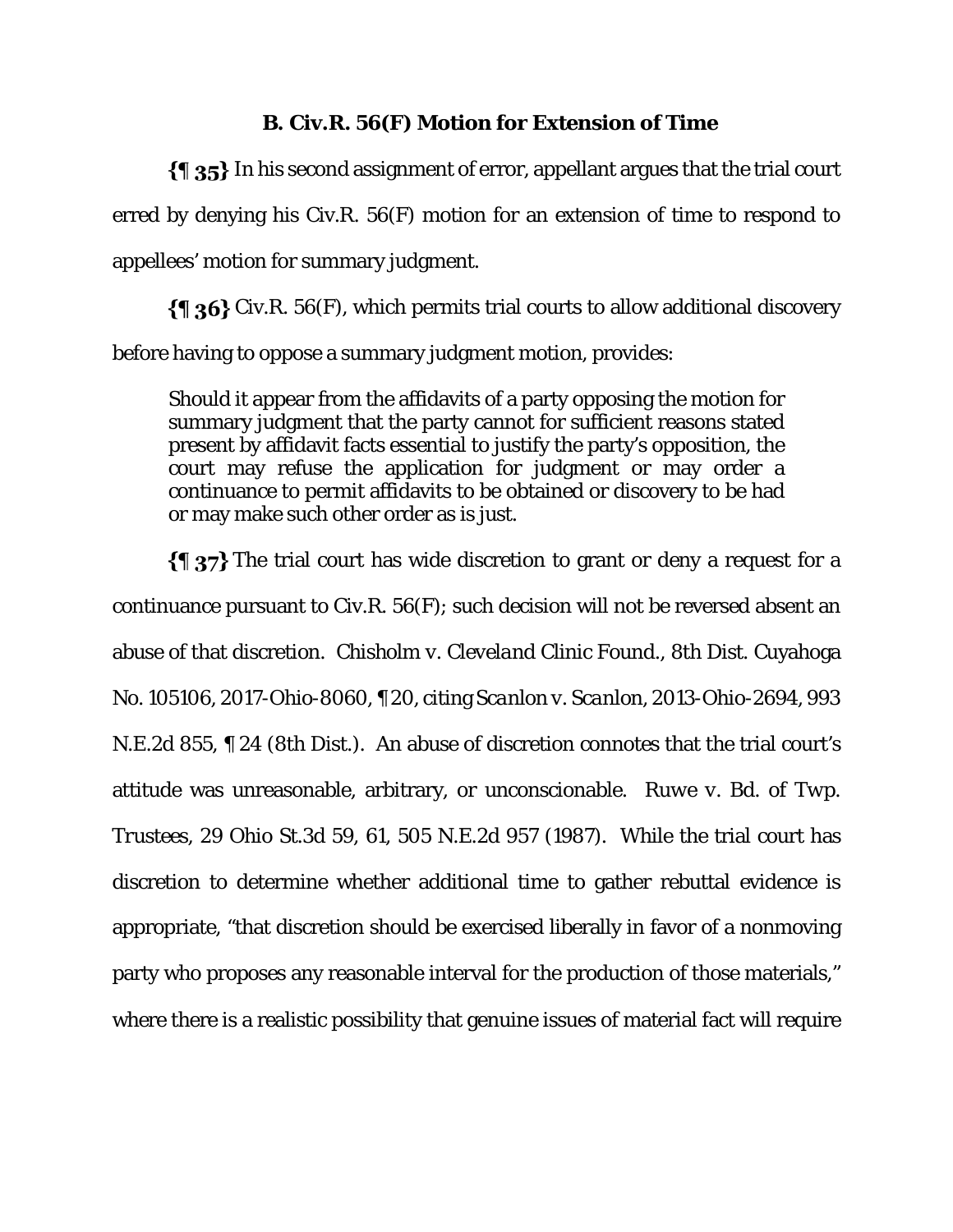## B. Civ.R. 56(F) Motion for Extension of Time

**{¶ 35}** In his second assignment of error, appellant argues that the trial court erred by denying his Civ.R. 56(F) motion for an extension of time to respond to appellees' motion for summary judgment.

**{¶ 36}** Civ.R. 56(F), which permits trial courts to allow additional discovery before having to oppose a summary judgment motion, provides:

> Should it appear from the affidavits of a party opposing the motion for summary judgment that the party cannot for sufficient reasons stated present by affidavit facts essential to justify the party's opposition, the court may refuse the application for judgment or may order a continuance to permit affidavits to be obtained or discovery to be had or may make such other order as is just.

**{¶ 37}** The trial court has wide discretion to grant or deny a request for a continuance pursuant to Civ.R. 56(F); such decision will not be reversed absent an abuse of that discretion. *Chisholm v. Cleveland Clinic Found.*, 8th Dist. Cuyahoga No. 105106, 2017-Ohio-8060, ¶ 20, citing *Scanlon v. Scanlon*, 2013-Ohio-2694, 993 N.E.2d 855, ¶ 24 (8th Dist.). An abuse of discretion connotes that the trial court's attitude was unreasonable, arbitrary, or unconscionable. *Ruwe v. Bd. of Twp. Trustees*, 29 Ohio St.3d 59, 61, 505 N.E.2d 957 (1987). While the trial court has discretion to determine whether additional time to gather rebuttal evidence is appropriate, "that discretion should be exercised liberally in favor of a nonmoving party who proposes any reasonable interval for the production of those materials," where there is a realistic possibility that genuine issues of material fact will require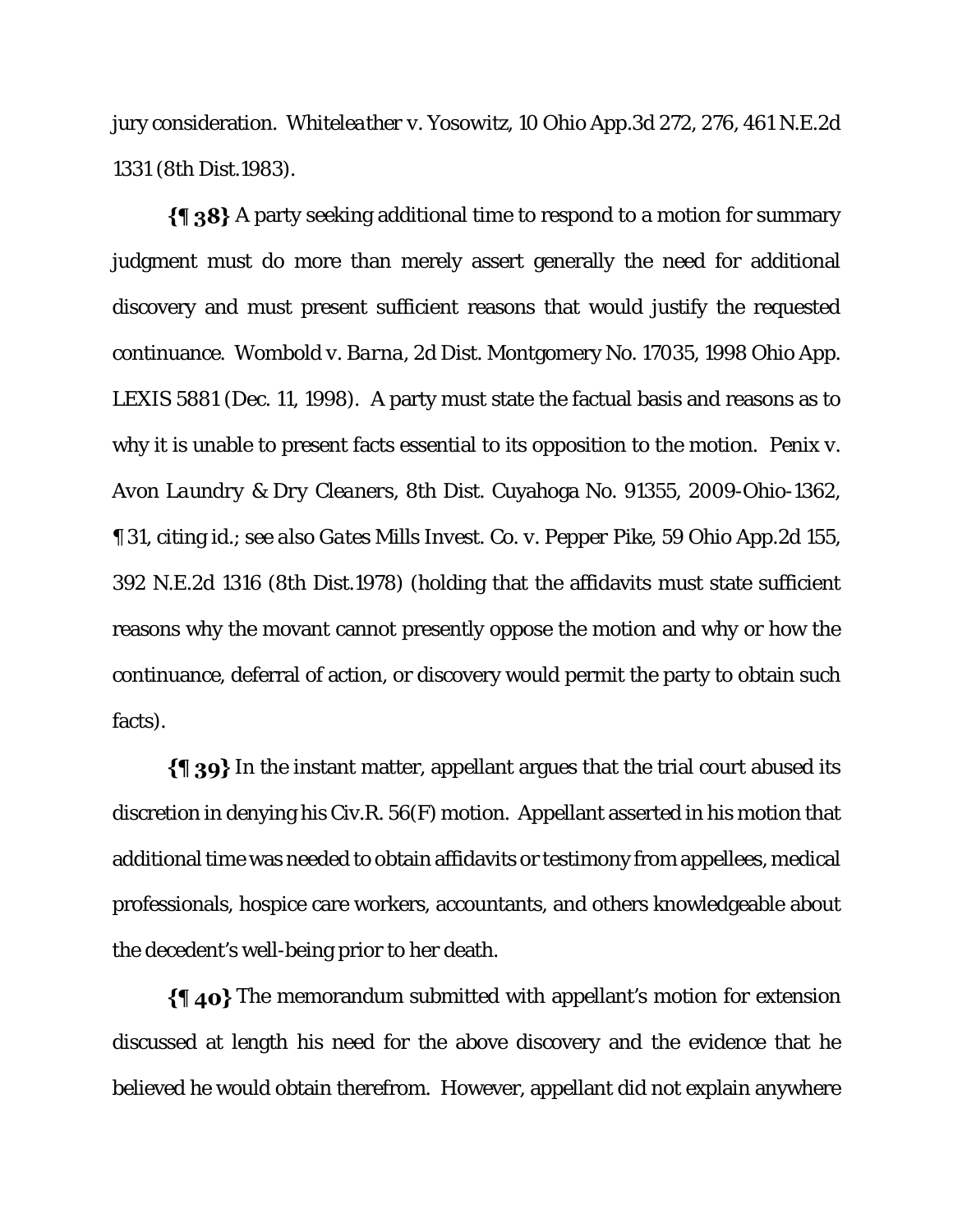jury consideration. *Whiteleather v. Yosowitz*, 10 Ohio App.3d 272, 276, 461 N.E.2d 1331 (8th Dist.1983).

**{¶ 38}** A party seeking additional time to respond to a motion for summary judgment must do more than merely assert generally the need for additional discovery and must present sufficient reasons that would justify the requested continuance. *Wombold v. Barna*, 2d Dist. Montgomery No. 17035, 1998 Ohio App. LEXIS 5881 (Dec. 11, 1998). A party must state the factual basis and reasons as to why it is unable to present facts essential to its opposition to the motion. *Penix v. Avon Laundry & Dry Cleaners*, 8th Dist. Cuyahoga No. 91355, 2009-Ohio-1362, ¶ 31, citing *id.*; *see also Gates Mills Invest. Co. v. Pepper Pike*, 59 Ohio App.2d 155, 392 N.E.2d 1316 (8th Dist.1978) (holding that the affidavits must state sufficient reasons why the movant cannot presently oppose the motion and why or how the continuance, deferral of action, or discovery would permit the party to obtain such facts).

**{¶ 39}** In the instant matter, appellant argues that the trial court abused its discretion in denying his Civ.R. 56(F) motion. Appellant asserted in his motion that additional time was needed to obtain affidavits or testimony from appellees, medical professionals, hospice care workers, accountants, and others knowledgeable about the decedent's well-being prior to her death.

**{¶ 40}** The memorandum submitted with appellant's motion for extension discussed at length his need for the above discovery and the evidence that he believed he would obtain therefrom. However, appellant did not explain anywhere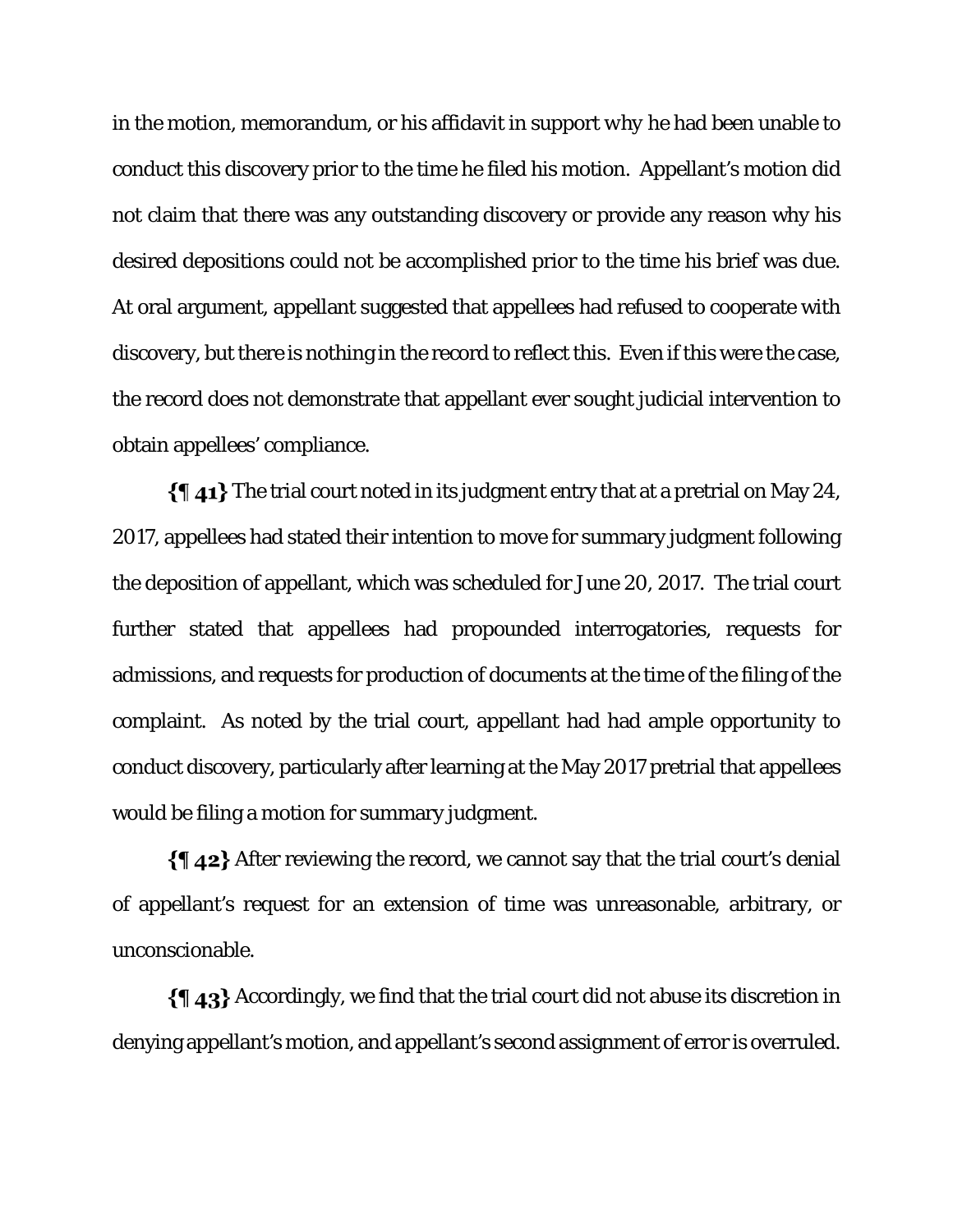in the motion, memorandum, or his affidavit in support why he had been unable to conduct this discovery prior to the time he filed his motion. Appellant's motion did not claim that there was any outstanding discovery or provide any reason why his desired depositions could not be accomplished prior to the time his brief was due. At oral argument, appellant suggested that appellees had refused to cooperate with discovery, but there is nothing in the record to reflect this. Even if this were the case, the record does not demonstrate that appellant ever sought judicial intervention to obtain appellees' compliance.

**{¶ 41}** The trial court noted in its judgment entry that at a pretrial on May 24, 2017, appellees had stated their intention to move for summary judgment following the deposition of appellant, which was scheduled for June 20, 2017. The trial court further stated that appellees had propounded interrogatories, requests for admissions, and requests for production of documents at the time of the filing of the complaint. As noted by the trial court, appellant had had ample opportunity to conduct discovery, particularly after learning at the May 2017 pretrial that appellees would be filing a motion for summary judgment.

**{¶ 42}** After reviewing the record, we cannot say that the trial court's denial of appellant's request for an extension of time was unreasonable, arbitrary, or unconscionable.

**{¶ 43}** Accordingly, we find that the trial court did not abuse its discretion in denying appellant's motion, and appellant's second assignment of error is overruled.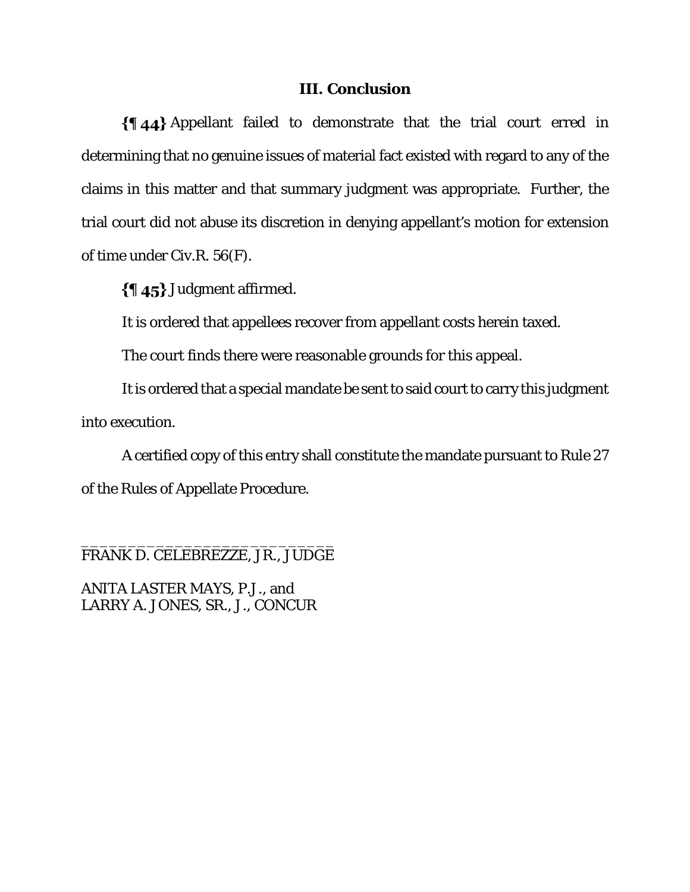### III. Conclusion

**{¶ 44}** Appellant failed to demonstrate that the trial court erred in determining that no genuine issues of material fact existed with regard to any of the claims in this matter and that summary judgment was appropriate. Further, the trial court did not abuse its discretion in denying appellant's motion for extension of time under Civ.R. 56(F).

**{¶ 45}** Judgment affirmed.

It is ordered that appellees recover from appellant costs herein taxed.

The court finds there were reasonable grounds for this appeal.

It is ordered that a special mandate be sent to said court to carry this judgment into execution.

A certified copy of this entry shall constitute the mandate pursuant to Rule 27 of the Rules of Appellate Procedure.

___________________________
FRANK D. CELEBREZZE, JR., JUDGE

ANITA LASTER MAYS, P.J., and
LARRY A. JONES, SR., J., CONCUR